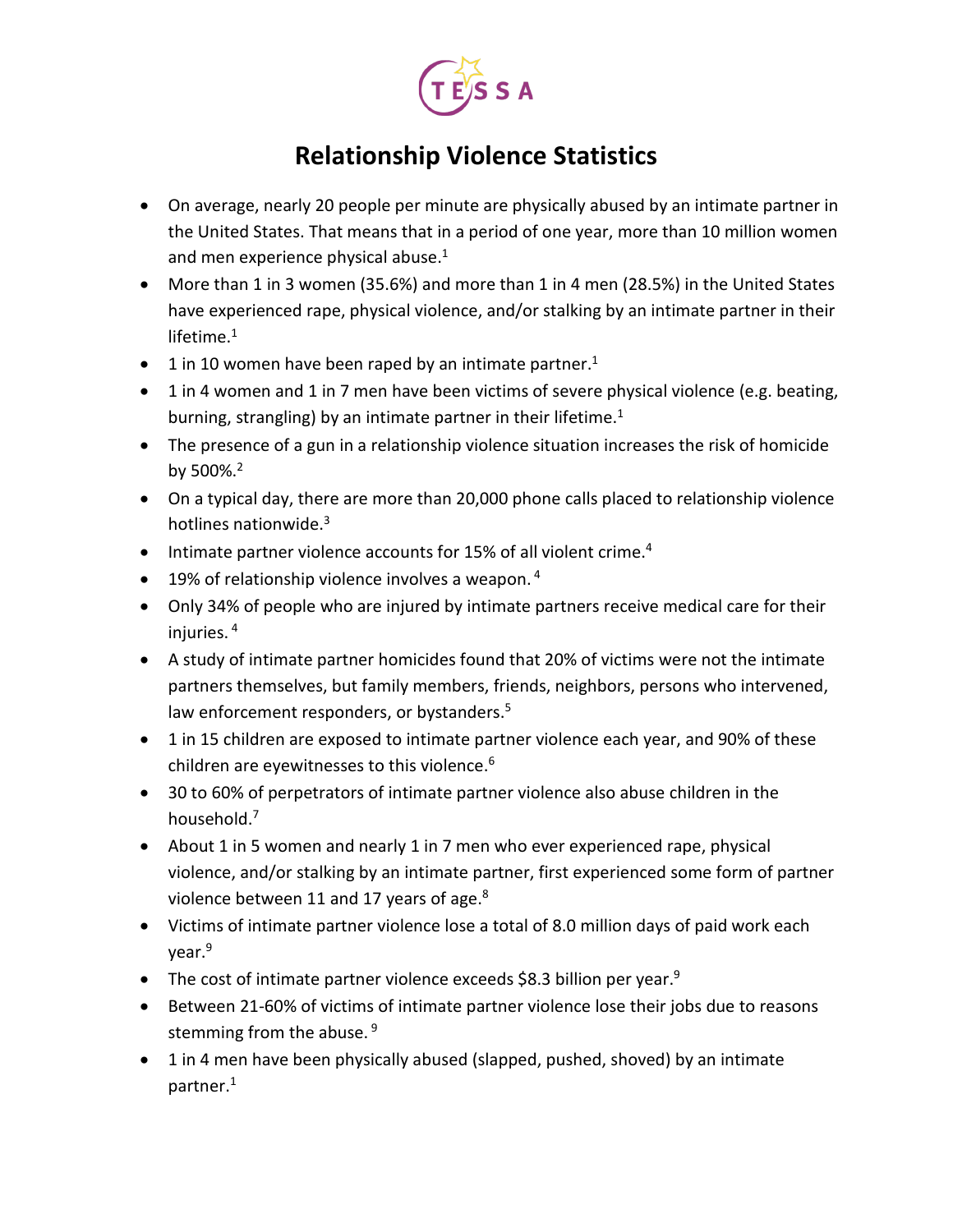TESSA

# Relationship Violence Statistics

- On average, nearly 20 people per minute are physically abused by an intimate partner in the United States. That means that in a period of one year, more than 10 million women and men experience physical abuse.[1]
- More than 1 in 3 women (35.6%) and more than 1 in 4 men (28.5%) in the United States have experienced rape, physical violence, and/or stalking by an intimate partner in their lifetime.[1]
- 1 in 10 women have been raped by an intimate partner.[1]
- 1 in 4 women and 1 in 7 men have been victims of severe physical violence (e.g. beating, burning, strangling) by an intimate partner in their lifetime.[1]
- The presence of a gun in a relationship violence situation increases the risk of homicide by 500%.[2]
- On a typical day, there are more than 20,000 phone calls placed to relationship violence hotlines nationwide.[3]
- Intimate partner violence accounts for 15% of all violent crime.[4]
- 19% of relationship violence involves a weapon.[4]
- Only 34% of people who are injured by intimate partners receive medical care for their injuries.[4]
- A study of intimate partner homicides found that 20% of victims were not the intimate partners themselves, but family members, friends, neighbors, persons who intervened, law enforcement responders, or bystanders.[5]
- 1 in 15 children are exposed to intimate partner violence each year, and 90% of these children are eyewitnesses to this violence.[6]
- 30 to 60% of perpetrators of intimate partner violence also abuse children in the household.[7]
- About 1 in 5 women and nearly 1 in 7 men who ever experienced rape, physical violence, and/or stalking by an intimate partner, first experienced some form of partner violence between 11 and 17 years of age.[8]
- Victims of intimate partner violence lose a total of 8.0 million days of paid work each year.[9]
- The cost of intimate partner violence exceeds $8.3 billion per year.[9]
- Between 21-60% of victims of intimate partner violence lose their jobs due to reasons stemming from the abuse.[9]
- 1 in 4 men have been physically abused (slapped, pushed, shoved) by an intimate partner.[1]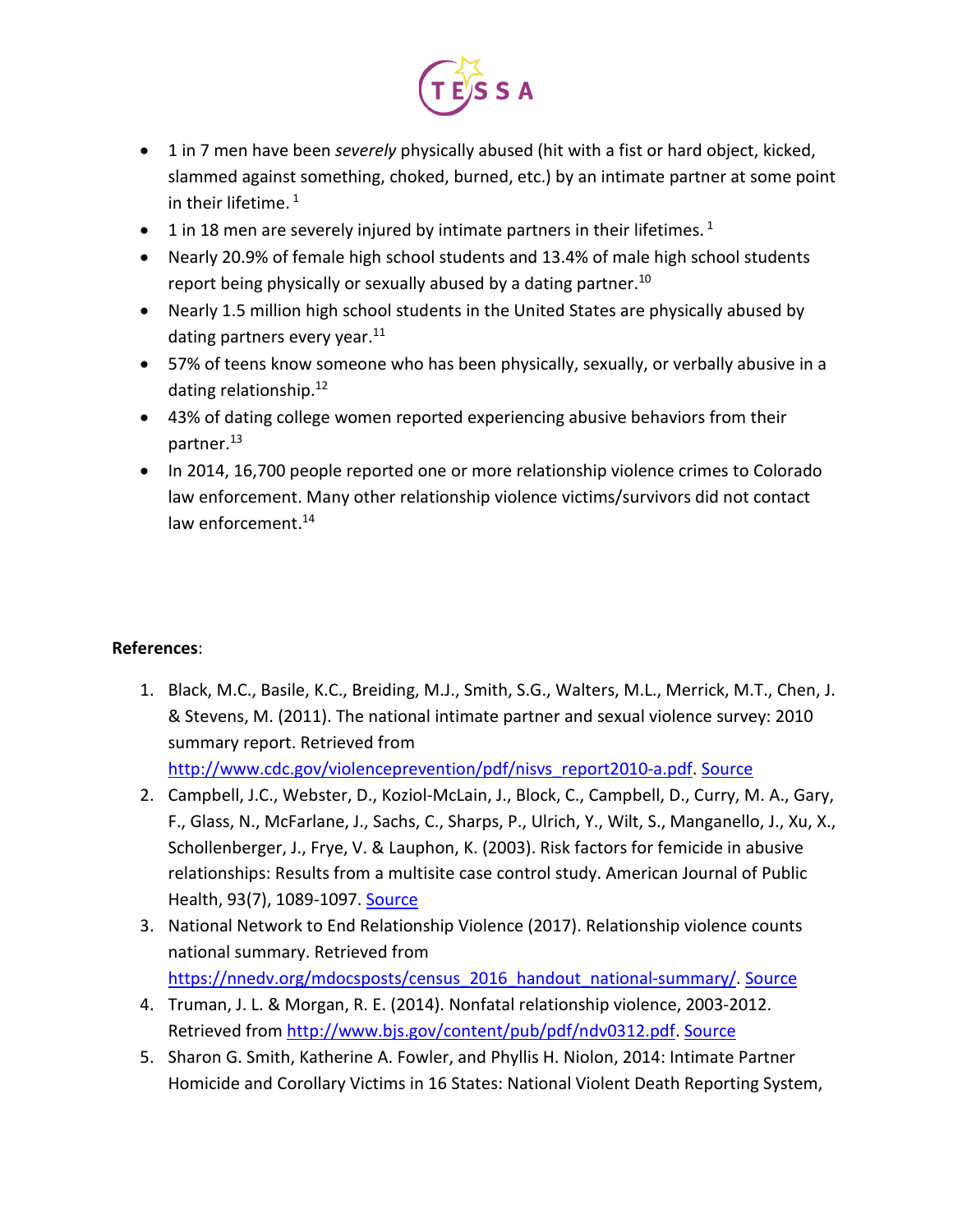- 1 in 7 men have been *severely* physically abused (hit with a fist or hard object, kicked, slammed against something, choked, burned, etc.) by an intimate partner at some point in their lifetime. [1]
- 1 in 18 men are severely injured by intimate partners in their lifetimes. [1]
- Nearly 20.9% of female high school students and 13.4% of male high school students report being physically or sexually abused by a dating partner.[10]
- Nearly 1.5 million high school students in the United States are physically abused by dating partners every year.[11]
- 57% of teens know someone who has been physically, sexually, or verbally abusive in a dating relationship.[12]
- 43% of dating college women reported experiencing abusive behaviors from their partner.[13]
- In 2014, 16,700 people reported one or more relationship violence crimes to Colorado law enforcement. Many other relationship violence victims/survivors did not contact law enforcement.[14]

**References**:

1. Black, M.C., Basile, K.C., Breiding, M.J., Smith, S.G., Walters, M.L., Merrick, M.T., Chen, J. & Stevens, M. (2011). The national intimate partner and sexual violence survey: 2010 summary report. Retrieved from http://www.cdc.gov/violenceprevention/pdf/nisvs_report2010-a.pdf. Source
2. Campbell, J.C., Webster, D., Koziol-McLain, J., Block, C., Campbell, D., Curry, M. A., Gary, F., Glass, N., McFarlane, J., Sachs, C., Sharps, P., Ulrich, Y., Wilt, S., Manganello, J., Xu, X., Schollenberger, J., Frye, V. & Lauphon, K. (2003). Risk factors for femicide in abusive relationships: Results from a multisite case control study. American Journal of Public Health, 93(7), 1089-1097. Source
3. National Network to End Relationship Violence (2017). Relationship violence counts national summary. Retrieved from https://nnedv.org/mdocsposts/census_2016_handout_national-summary/. Source
4. Truman, J. L. & Morgan, R. E. (2014). Nonfatal relationship violence, 2003-2012. Retrieved from http://www.bjs.gov/content/pub/pdf/ndv0312.pdf. Source
5. Sharon G. Smith, Katherine A. Fowler, and Phyllis H. Niolon, 2014: Intimate Partner Homicide and Corollary Victims in 16 States: National Violent Death Reporting System,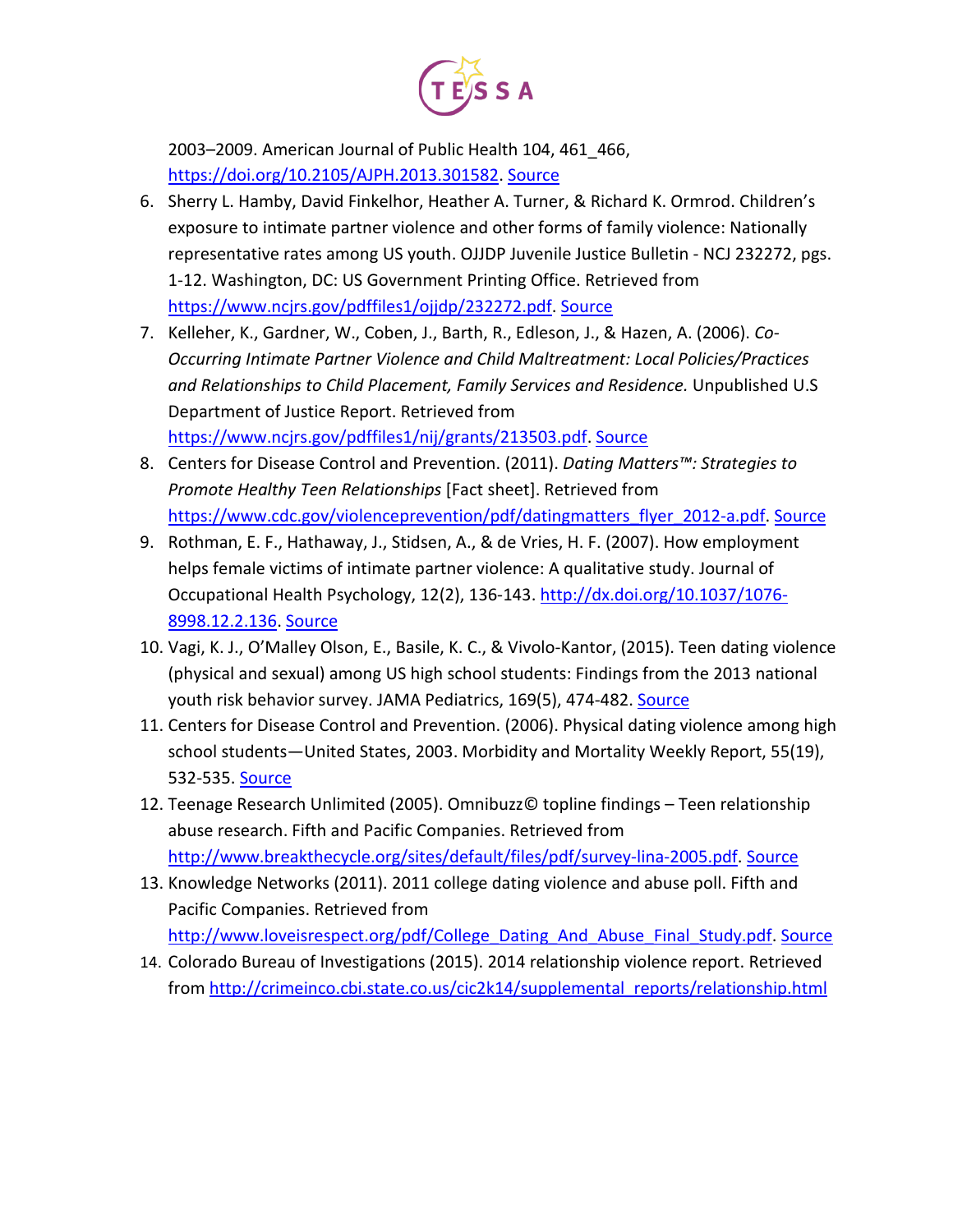2003–2009. American Journal of Public Health 104, 461_466, https://doi.org/10.2105/AJPH.2013.301582. Source

6. Sherry L. Hamby, David Finkelhor, Heather A. Turner, & Richard K. Ormrod. Children's exposure to intimate partner violence and other forms of family violence: Nationally representative rates among US youth. OJJDP Juvenile Justice Bulletin - NCJ 232272, pgs. 1-12. Washington, DC: US Government Printing Office. Retrieved from https://www.ncjrs.gov/pdffiles1/ojjdp/232272.pdf. Source
7. Kelleher, K., Gardner, W., Coben, J., Barth, R., Edleson, J., & Hazen, A. (2006). *Co-Occurring Intimate Partner Violence and Child Maltreatment: Local Policies/Practices and Relationships to Child Placement, Family Services and Residence.* Unpublished U.S Department of Justice Report. Retrieved from https://www.ncjrs.gov/pdffiles1/nij/grants/213503.pdf. Source
8. Centers for Disease Control and Prevention. (2011). *Dating Matters™: Strategies to Promote Healthy Teen Relationships* [Fact sheet]. Retrieved from https://www.cdc.gov/violenceprevention/pdf/datingmatters_flyer_2012-a.pdf. Source
9. Rothman, E. F., Hathaway, J., Stidsen, A., & de Vries, H. F. (2007). How employment helps female victims of intimate partner violence: A qualitative study. Journal of Occupational Health Psychology, 12(2), 136-143. http://dx.doi.org/10.1037/1076-8998.12.2.136. Source
10. Vagi, K. J., O'Malley Olson, E., Basile, K. C., & Vivolo-Kantor, (2015). Teen dating violence (physical and sexual) among US high school students: Findings from the 2013 national youth risk behavior survey. JAMA Pediatrics, 169(5), 474-482. Source
11. Centers for Disease Control and Prevention. (2006). Physical dating violence among high school students—United States, 2003. Morbidity and Mortality Weekly Report, 55(19), 532-535. Source
12. Teenage Research Unlimited (2005). Omnibuzz© topline findings – Teen relationship abuse research. Fifth and Pacific Companies. Retrieved from http://www.breakthecycle.org/sites/default/files/pdf/survey-lina-2005.pdf. Source
13. Knowledge Networks (2011). 2011 college dating violence and abuse poll. Fifth and Pacific Companies. Retrieved from http://www.loveisrespect.org/pdf/College_Dating_And_Abuse_Final_Study.pdf. Source
14. Colorado Bureau of Investigations (2015). 2014 relationship violence report. Retrieved from http://crimeinco.cbi.state.co.us/cic2k14/supplemental_reports/relationship.html